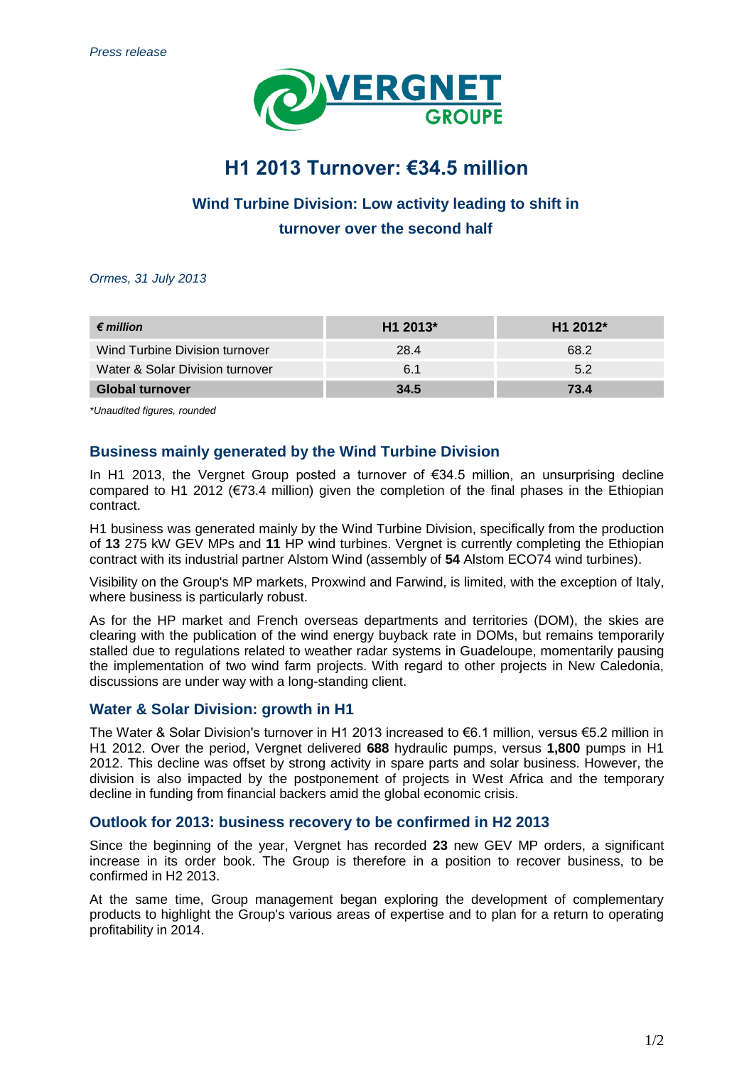*Press release*

VERGNET GROUPE

# H1 2013 Turnover: €34.5 million

## Wind Turbine Division: Low activity leading to shift in turnover over the second half

*Ormes, 31 July 2013*

| *€ million* | H1 2013* | H1 2012* |
|---|---|---|
| Wind Turbine Division turnover | 28.4 | 68.2 |
| Water & Solar Division turnover | 6.1 | 5.2 |
| **Global turnover** | **34.5** | **73.4** |

*\*Unaudited figures, rounded*

### Business mainly generated by the Wind Turbine Division

In H1 2013, the Vergnet Group posted a turnover of €34.5 million, an unsurprising decline compared to H1 2012 (€73.4 million) given the completion of the final phases in the Ethiopian contract.

H1 business was generated mainly by the Wind Turbine Division, specifically from the production of **13** 275 kW GEV MPs and **11** HP wind turbines. Vergnet is currently completing the Ethiopian contract with its industrial partner Alstom Wind (assembly of **54** Alstom ECO74 wind turbines).

Visibility on the Group's MP markets, Proxwind and Farwind, is limited, with the exception of Italy, where business is particularly robust.

As for the HP market and French overseas departments and territories (DOM), the skies are clearing with the publication of the wind energy buyback rate in DOMs, but remains temporarily stalled due to regulations related to weather radar systems in Guadeloupe, momentarily pausing the implementation of two wind farm projects. With regard to other projects in New Caledonia, discussions are under way with a long-standing client.

### Water & Solar Division: growth in H1

The Water & Solar Division's turnover in H1 2013 increased to €6.1 million, versus €5.2 million in H1 2012. Over the period, Vergnet delivered **688** hydraulic pumps, versus **1,800** pumps in H1 2012. This decline was offset by strong activity in spare parts and solar business. However, the division is also impacted by the postponement of projects in West Africa and the temporary decline in funding from financial backers amid the global economic crisis.

### Outlook for 2013: business recovery to be confirmed in H2 2013

Since the beginning of the year, Vergnet has recorded **23** new GEV MP orders, a significant increase in its order book. The Group is therefore in a position to recover business, to be confirmed in H2 2013.

At the same time, Group management began exploring the development of complementary products to highlight the Group's various areas of expertise and to plan for a return to operating profitability in 2014.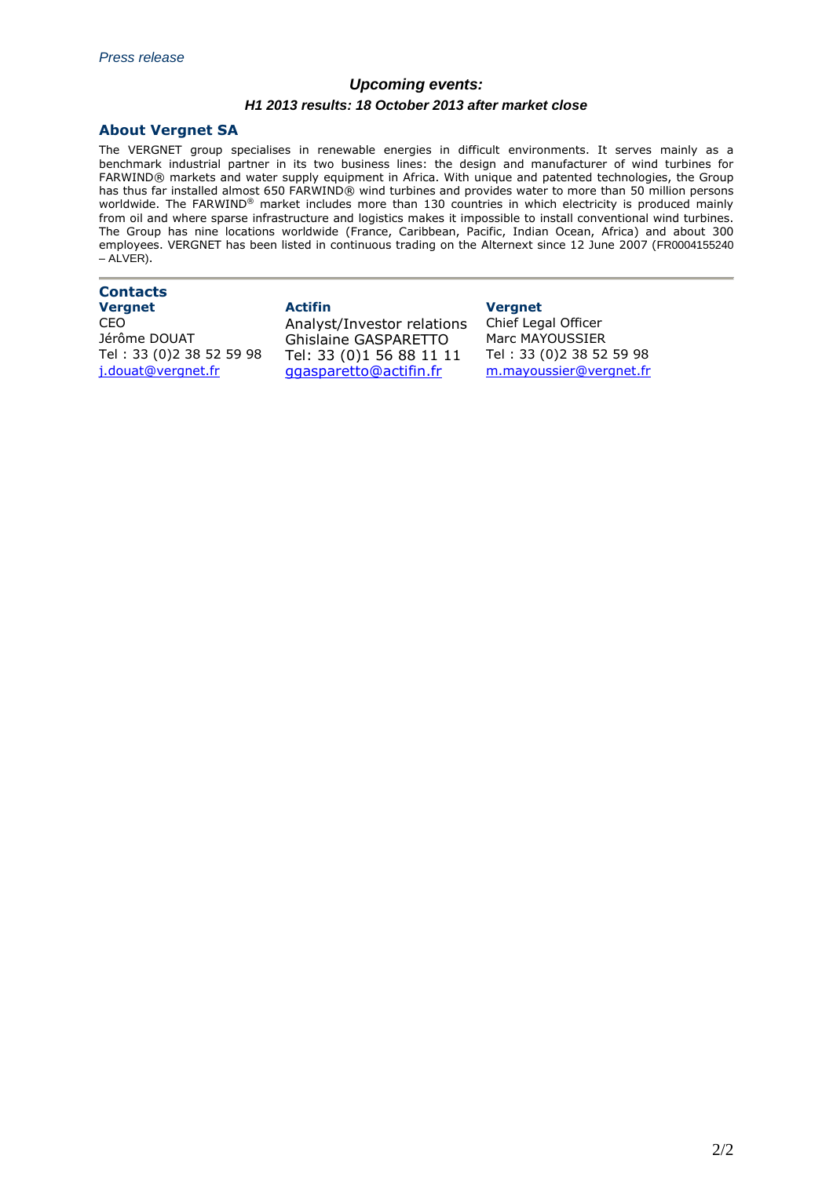*Press release*

### *Upcoming events:*

***H1 2013 results: 18 October 2013 after market close***

## About Vergnet SA

The VERGNET group specialises in renewable energies in difficult environments. It serves mainly as a benchmark industrial partner in its two business lines: the design and manufacturer of wind turbines for FARWIND® markets and water supply equipment in Africa. With unique and patented technologies, the Group has thus far installed almost 650 FARWIND® wind turbines and provides water to more than 50 million persons worldwide. The FARWIND® market includes more than 130 countries in which electricity is produced mainly from oil and where sparse infrastructure and logistics makes it impossible to install conventional wind turbines. The Group has nine locations worldwide (France, Caribbean, Pacific, Indian Ocean, Africa) and about 300 employees. VERGNET has been listed in continuous trading on the Alternext since 12 June 2007 (FR0004155240 – ALVER).

## Contacts

**Vergnet**
CEO
Jérôme DOUAT
Tel : 33 (0)2 38 52 59 98
j.douat@vergnet.fr

**Actifin**
Analyst/Investor relations
Ghislaine GASPARETTO
Tel: 33 (0)1 56 88 11 11
ggasparetto@actifin.fr

**Vergnet**
Chief Legal Officer
Marc MAYOUSSIER
Tel : 33 (0)2 38 52 59 98
m.mayoussier@vergnet.fr